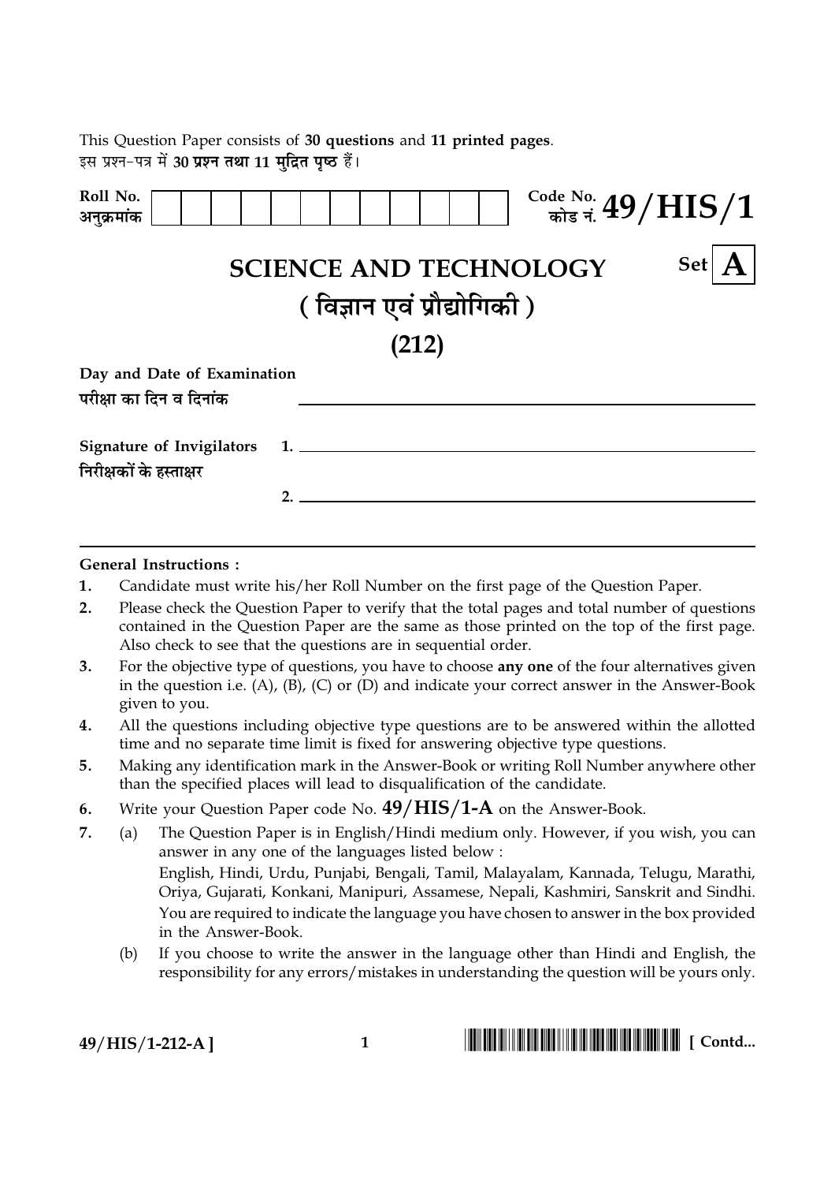This Question Paper consists of **30 questions** and **11 printed pages**.
इस प्रश्न-पत्र में **30 प्रश्न तथा 11 मुद्रित पृष्ठ** हैं।

| Roll No. अनुक्रमांक | | | | | | | | | | | | | Code No. कोड नं. **49/HIS/1** |
|---|---|---|---|---|---|---|---|---|---|---|---|---|---|

# SCIENCE AND TECHNOLOGY

# ( विज्ञान एवं प्रौद्योगिकी )

# (212)

**Set A**

**Day and Date of Examination**
**परीक्षा का दिन व दिनांक** ____________________

**Signature of Invigilators** 1. ____________________
**निरीक्षकों के हस्ताक्षर**

2. ____________________

**General Instructions :**

1. Candidate must write his/her Roll Number on the first page of the Question Paper.
2. Please check the Question Paper to verify that the total pages and total number of questions contained in the Question Paper are the same as those printed on the top of the first page. Also check to see that the questions are in sequential order.
3. For the objective type of questions, you have to choose **any one** of the four alternatives given in the question i.e. (A), (B), (C) or (D) and indicate your correct answer in the Answer-Book given to you.
4. All the questions including objective type questions are to be answered within the allotted time and no separate time limit is fixed for answering objective type questions.
5. Making any identification mark in the Answer-Book or writing Roll Number anywhere other than the specified places will lead to disqualification of the candidate.
6. Write your Question Paper code No. **49/HIS/1-A** on the Answer-Book.
7. (a) The Question Paper is in English/Hindi medium only. However, if you wish, you can answer in any one of the languages listed below :
   English, Hindi, Urdu, Punjabi, Bengali, Tamil, Malayalam, Kannada, Telugu, Marathi, Oriya, Gujarati, Konkani, Manipuri, Assamese, Nepali, Kashmiri, Sanskrit and Sindhi.
   You are required to indicate the language you have chosen to answer in the box provided in the Answer-Book.
   
   (b) If you choose to write the answer in the language other than Hindi and English, the responsibility for any errors/mistakes in understanding the question will be yours only.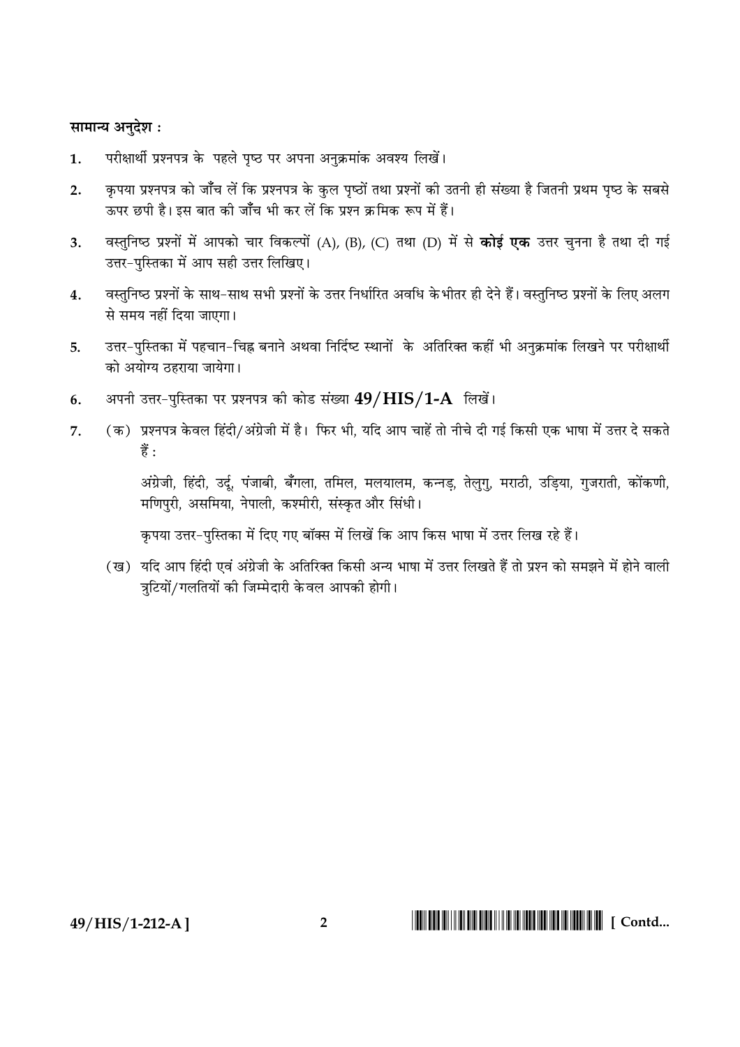**सामान्य अनुदेश :**

1. परीक्षार्थी प्रश्नपत्र के पहले पृष्ठ पर अपना अनुक्रमांक अवश्य लिखें।
2. कृपया प्रश्नपत्र को जाँच लें कि प्रश्नपत्र के कुल पृष्ठों तथा प्रश्नों की उतनी ही संख्या है जितनी प्रथम पृष्ठ के सबसे ऊपर छपी है। इस बात की जाँच भी कर लें कि प्रश्न क्रमिक रूप में हैं।
3. वस्तुनिष्ठ प्रश्नों में आपको चार विकल्पों (A), (B), (C) तथा (D) में से **कोई एक** उत्तर चुनना है तथा दी गई उत्तर-पुस्तिका में आप सही उत्तर लिखिए।
4. वस्तुनिष्ठ प्रश्नों के साथ-साथ सभी प्रश्नों के उत्तर निर्धारित अवधि के भीतर ही देने हैं। वस्तुनिष्ठ प्रश्नों के लिए अलग से समय नहीं दिया जाएगा।
5. उत्तर-पुस्तिका में पहचान-चिह्न बनाने अथवा निर्दिष्ट स्थानों के अतिरिक्त कहीं भी अनुक्रमांक लिखने पर परीक्षार्थी को अयोग्य ठहराया जायेगा।
6. अपनी उत्तर-पुस्तिका पर प्रश्नपत्र की कोड संख्या **49/HIS/1-A** लिखें।
7. (क) प्रश्नपत्र केवल हिंदी/अंग्रेजी में है। फिर भी, यदि आप चाहें तो नीचे दी गई किसी एक भाषा में उत्तर दे सकते हैं :

   अंग्रेजी, हिंदी, उर्दू, पंजाबी, बँगला, तमिल, मलयालम, कन्नड़, तेलुगु, मराठी, उड़िया, गुजराती, कोंकणी, मणिपुरी, असमिया, नेपाली, कश्मीरी, संस्कृत और सिंधी।

   कृपया उत्तर-पुस्तिका में दिए गए बॉक्स में लिखें कि आप किस भाषा में उत्तर लिख रहे हैं।

   (ख) यदि आप हिंदी एवं अंग्रेजी के अतिरिक्त किसी अन्य भाषा में उत्तर लिखते हैं तो प्रश्न को समझने में होने वाली त्रुटियों/गलतियों की जिम्मेदारी केवल आपकी होगी।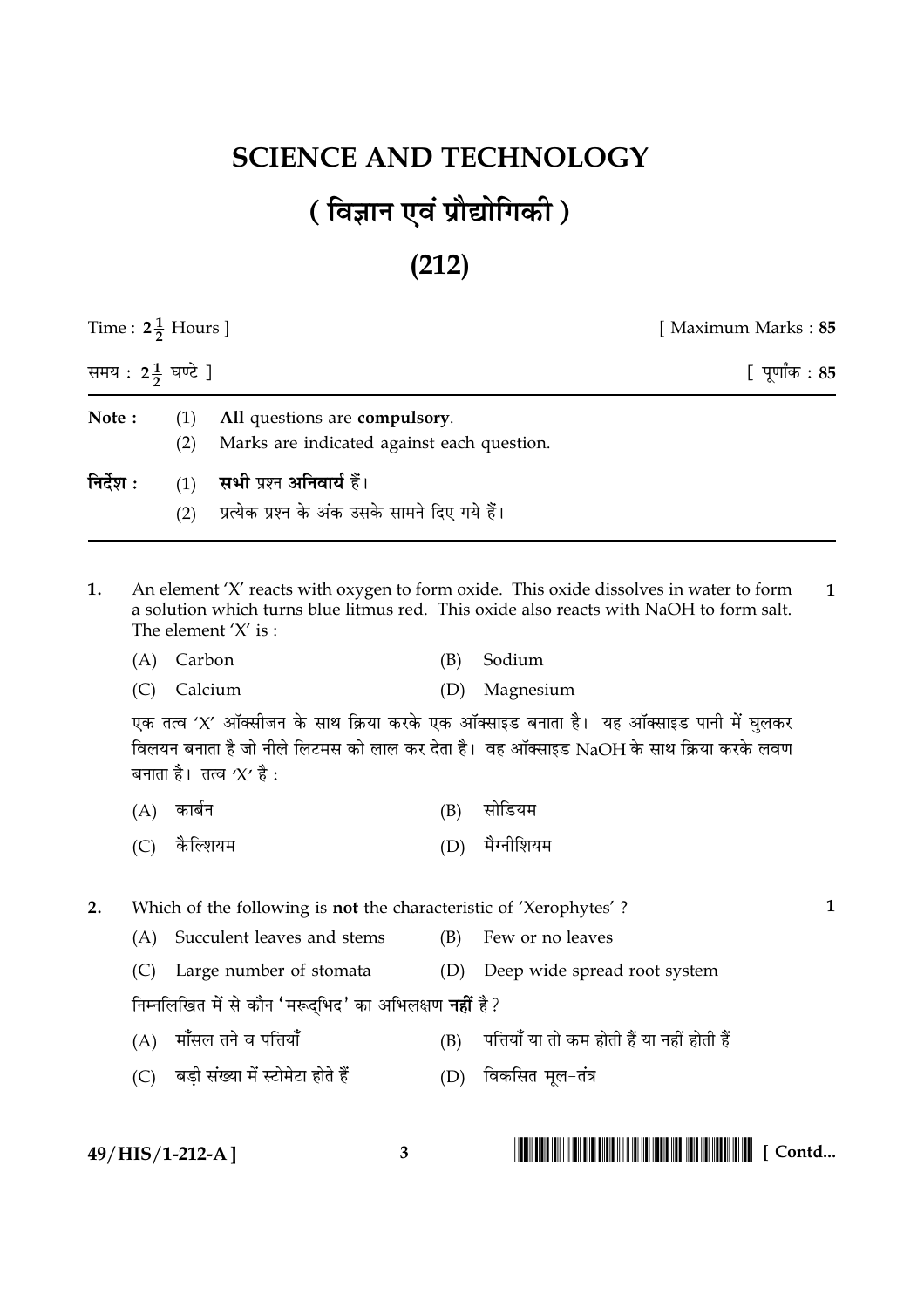# SCIENCE AND TECHNOLOGY

# ( विज्ञान एवं प्रौद्योगिकी )

# (212)

Time : $2\frac{1}{2}$ Hours ] [ Maximum Marks : **85**

समय : $2\frac{1}{2}$ घण्टे ] [ पूर्णांक : **85**

**Note :** (1) **All** questions are **compulsory**.
(2) Marks are indicated against each question.

**निर्देश :** (1) **सभी** प्रश्न **अनिवार्य** हैं।
(2) प्रत्येक प्रश्न के अंक उसके सामने दिए गये हैं।

---

**1.** An element 'X' reacts with oxygen to form oxide. This oxide dissolves in water to form a solution which turns blue litmus red. This oxide also reacts with NaOH to form salt. The element 'X' is : **1**

(A) Carbon (B) Sodium

(C) Calcium (D) Magnesium

एक तत्व 'X' ऑक्सीजन के साथ क्रिया करके एक ऑक्साइड बनाता है। यह ऑक्साइड पानी में घुलकर विलयन बनाता है जो नीले लिटमस को लाल कर देता है। वह ऑक्साइड NaOH के साथ क्रिया करके लवण बनाता है। तत्व 'X' है :

(A) कार्बन (B) सोडियम

(C) कैल्शियम (D) मैग्नीशियम

**2.** Which of the following is **not** the characteristic of 'Xerophytes' ? **1**

(A) Succulent leaves and stems (B) Few or no leaves

(C) Large number of stomata (D) Deep wide spread root system

निम्नलिखित में से कौन 'मरूद्भिद' का अभिलक्षण **नहीं** है ?

(A) माँसल तने व पत्तियाँ (B) पत्तियाँ या तो कम होती हैं या नहीं होती हैं

(C) बड़ी संख्या में स्टोमेटा होते हैं (D) विकसित मूल-तंत्र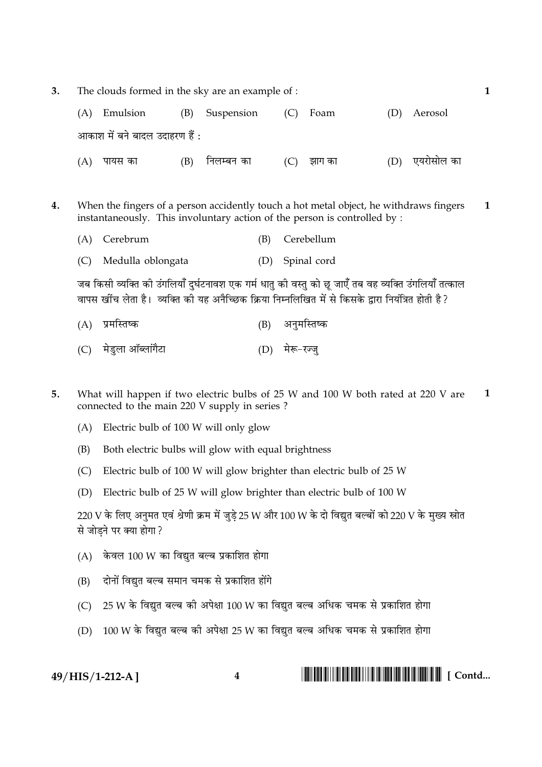3. The clouds formed in the sky are an example of : **1**

(A) Emulsion (B) Suspension (C) Foam (D) Aerosol

आकाश में बने बादल उदाहरण हैं :

(A) पायस का (B) निलम्बन का (C) झाग का (D) एयरोसोल का

4. When the fingers of a person accidently touch a hot metal object, he withdraws fingers instantaneously. This involuntary action of the person is controlled by : **1**

(A) Cerebrum (B) Cerebellum

(C) Medulla oblongata (D) Spinal cord

जब किसी व्यक्ति की उंगलियाँ दुर्घटनावश एक गर्म धातु की वस्तु को छू जाएँ तब वह व्यक्ति उंगलियाँ तत्काल वापस खींच लेता है। व्यक्ति की यह अनैच्छिक क्रिया निम्नलिखित में से किसके द्वारा नियंत्रित होती है ?

(A) प्रमस्तिष्क (B) अनुमस्तिष्क

(C) मेडुला ऑब्लांगैटा (D) मेरू-रज्जु

5. What will happen if two electric bulbs of 25 W and 100 W both rated at 220 V are connected to the main 220 V supply in series ? **1**

(A) Electric bulb of 100 W will only glow

(B) Both electric bulbs will glow with equal brightness

(C) Electric bulb of 100 W will glow brighter than electric bulb of 25 W

(D) Electric bulb of 25 W will glow brighter than electric bulb of 100 W

220 V के लिए अनुमत एवं श्रेणी क्रम में जुड़े 25 W और 100 W के दो विद्युत बल्बों को 220 V के मुख्य स्रोत से जोड़ने पर क्या होगा ?

(A) केवल 100 W का विद्युत बल्ब प्रकाशित होगा

(B) दोनों विद्युत बल्ब समान चमक से प्रकाशित होंगे

(C) 25 W के विद्युत बल्ब की अपेक्षा 100 W का विद्युत बल्ब अधिक चमक से प्रकाशित होगा

(D) 100 W के विद्युत बल्ब की अपेक्षा 25 W का विद्युत बल्ब अधिक चमक से प्रकाशित होगा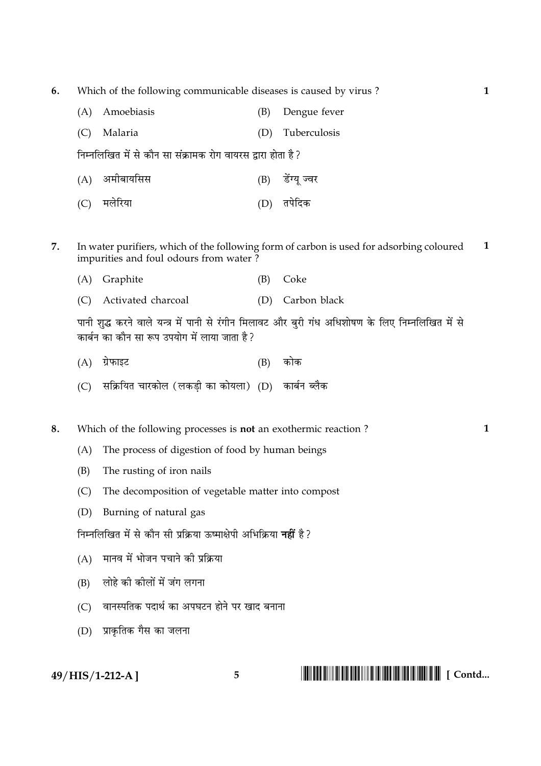6. Which of the following communicable diseases is caused by virus ? **1**

(A) Amoebiasis (B) Dengue fever

(C) Malaria (D) Tuberculosis

निम्नलिखित में से कौन सा संक्रामक रोग वायरस द्वारा होता है ?

(A) अमीबायसिस (B) डेंग्यू ज्वर

(C) मलेरिया (D) तपेदिक

7. In water purifiers, which of the following form of carbon is used for adsorbing coloured impurities and foul odours from water ? **1**

(A) Graphite (B) Coke

(C) Activated charcoal (D) Carbon black

पानी शुद्ध करने वाले यन्त्र में पानी से रंगीन मिलावट और बुरी गंध अधिशोषण के लिए निम्नलिखित में से कार्बन का कौन सा रूप उपयोग में लाया जाता है ?

(A) ग्रेफाइट (B) कोक

(C) सक्रियित चारकोल (लकड़ी का कोयला) (D) कार्बन ब्लैक

8. Which of the following processes is **not** an exothermic reaction ? **1**

(A) The process of digestion of food by human beings

(B) The rusting of iron nails

(C) The decomposition of vegetable matter into compost

(D) Burning of natural gas

निम्नलिखित में से कौन सी प्रक्रिया ऊष्माक्षेपी अभिक्रिया **नहीं** है ?

(A) मानव में भोजन पचाने की प्रक्रिया

(B) लोहे की कीलों में जंग लगना

(C) वानस्पतिक पदार्थ का अपघटन होने पर खाद बनाना

(D) प्राकृतिक गैस का जलना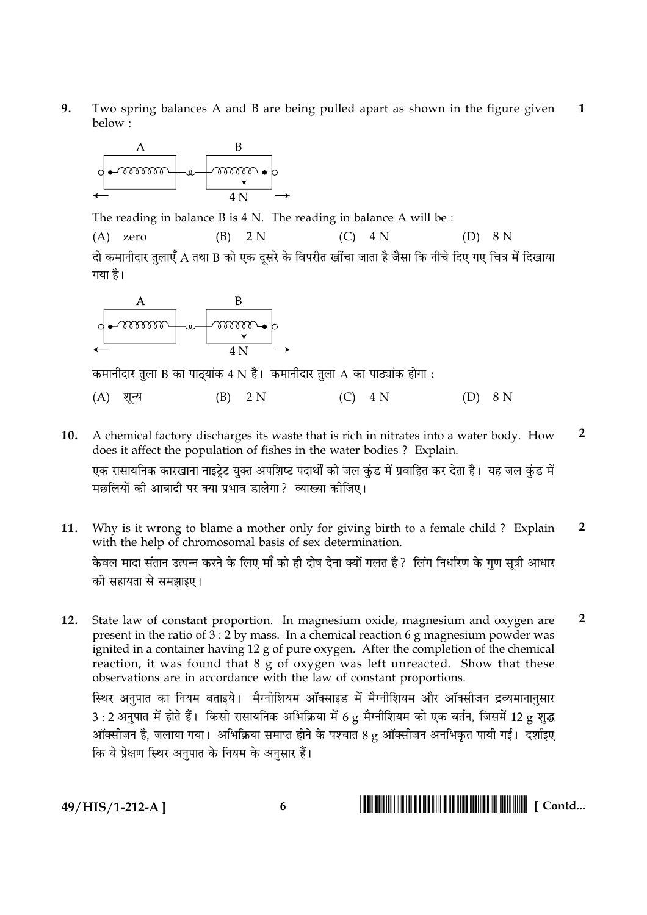**9.** Two spring balances A and B are being pulled apart as shown in the figure given below : **1**

The reading in balance B is 4 N. The reading in balance A will be :

(A) zero (B) 2 N (C) 4 N (D) 8 N

दो कमानीदार तुलाएँ A तथा B को एक दूसरे के विपरीत खींचा जाता है जैसा कि नीचे दिए गए चित्र में दिखाया गया है।

कमानीदार तुला B का पाठ्यांक 4 N है। कमानीदार तुला A का पाठ्यांक होगा :

(A) शून्य (B) 2 N (C) 4 N (D) 8 N

**10.** A chemical factory discharges its waste that is rich in nitrates into a water body. How does it affect the population of fishes in the water bodies ? Explain. **2**

एक रासायनिक कारखाना नाइट्रेट युक्त अपशिष्ट पदार्थों को जल कुंड में प्रवाहित कर देता है। यह जल कुंड में मछलियों की आबादी पर क्या प्रभाव डालेगा? व्याख्या कीजिए।

**11.** Why is it wrong to blame a mother only for giving birth to a female child ? Explain with the help of chromosomal basis of sex determination. **2**

केवल मादा संतान उत्पन्न करने के लिए माँ को ही दोष देना क्यों गलत है? लिंग निर्धारण के गुण सूत्री आधार की सहायता से समझाइए।

**12.** State law of constant proportion. In magnesium oxide, magnesium and oxygen are present in the ratio of 3 : 2 by mass. In a chemical reaction 6 g magnesium powder was ignited in a container having 12 g of pure oxygen. After the completion of the chemical reaction, it was found that 8 g of oxygen was left unreacted. Show that these observations are in accordance with the law of constant proportions. **2**

स्थिर अनुपात का नियम बताइये। मैग्नीशियम ऑक्साइड में मैग्नीशियम और ऑक्सीजन द्रव्यमानानुसार 3 : 2 अनुपात में होते हैं। किसी रासायनिक अभिक्रिया में 6 g मैग्नीशियम को एक बर्तन, जिसमें 12 g शुद्ध ऑक्सीजन है, जलाया गया। अभिक्रिया समाप्त होने के पश्चात 8 g ऑक्सीजन अनभिकृत पायी गई। दर्शाइए कि ये प्रेक्षण स्थिर अनुपात के नियम के अनुसार हैं।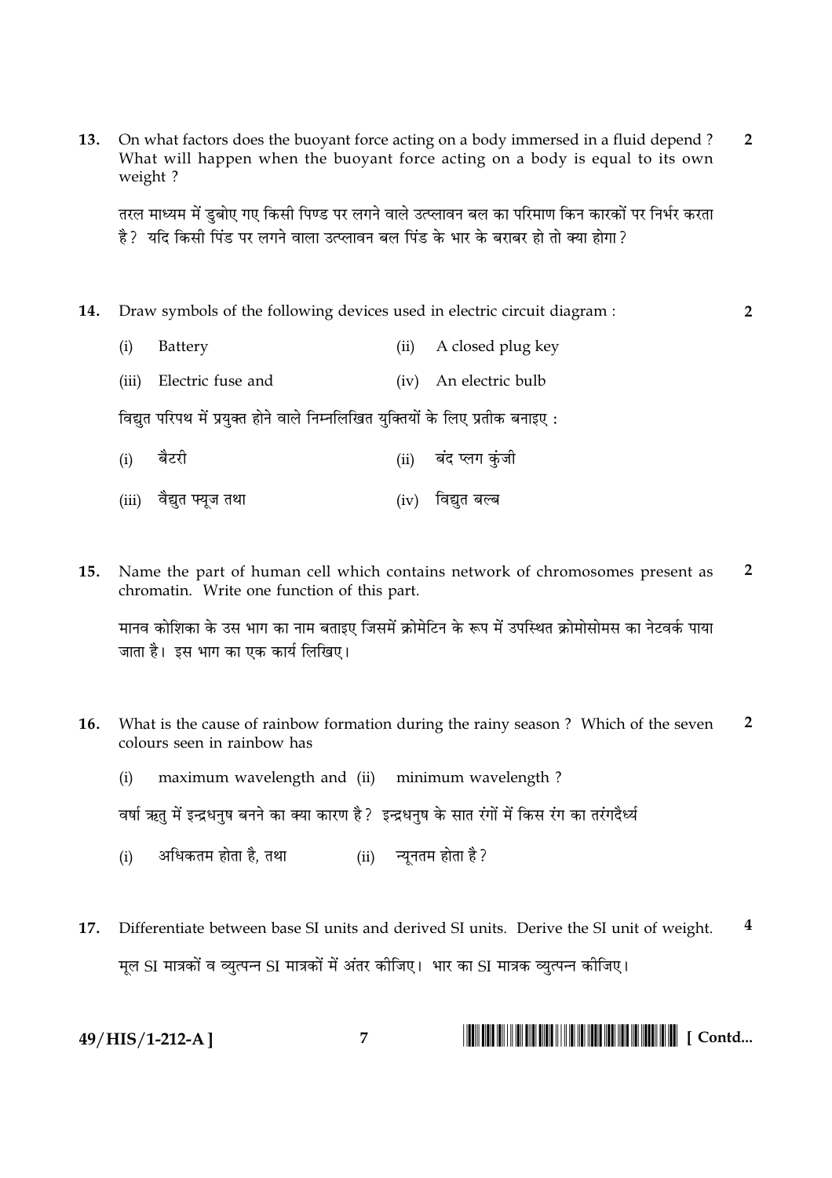13. On what factors does the buoyant force acting on a body immersed in a fluid depend ? What will happen when the buoyant force acting on a body is equal to its own weight ? **2**

तरल माध्यम में डुबोए गए किसी पिण्ड पर लगने वाले उत्प्लावन बल का परिमाण किन कारकों पर निर्भर करता है? यदि किसी पिंड पर लगने वाला उत्प्लावन बल पिंड के भार के बराबर हो तो क्या होगा?

14. Draw symbols of the following devices used in electric circuit diagram : **2**

(i) Battery (ii) A closed plug key

(iii) Electric fuse and (iv) An electric bulb

विद्युत परिपथ में प्रयुक्त होने वाले निम्नलिखित युक्तियों के लिए प्रतीक बनाइए :

(i) बैटरी (ii) बंद प्लग कुंजी

(iii) वैद्युत फ्यूज तथा (iv) विद्युत बल्ब

15. Name the part of human cell which contains network of chromosomes present as chromatin. Write one function of this part. **2**

मानव कोशिका के उस भाग का नाम बताइए जिसमें क्रोमेटिन के रूप में उपस्थित क्रोमोसोमस का नेटवर्क पाया जाता है। इस भाग का एक कार्य लिखिए।

16. What is the cause of rainbow formation during the rainy season ? Which of the seven colours seen in rainbow has **2**

(i) maximum wavelength and (ii) minimum wavelength ?

वर्षा ऋतु में इन्द्रधनुष बनने का क्या कारण है? इन्द्रधनुष के सात रंगों में किस रंग का तरंगदैर्ध्य

(i) अधिकतम होता है, तथा (ii) न्यूनतम होता है?

17. Differentiate between base SI units and derived SI units. Derive the SI unit of weight. **4**

मूल SI मात्रकों व व्युत्पन्न SI मात्रकों में अंतर कीजिए। भार का SI मात्रक व्युत्पन्न कीजिए।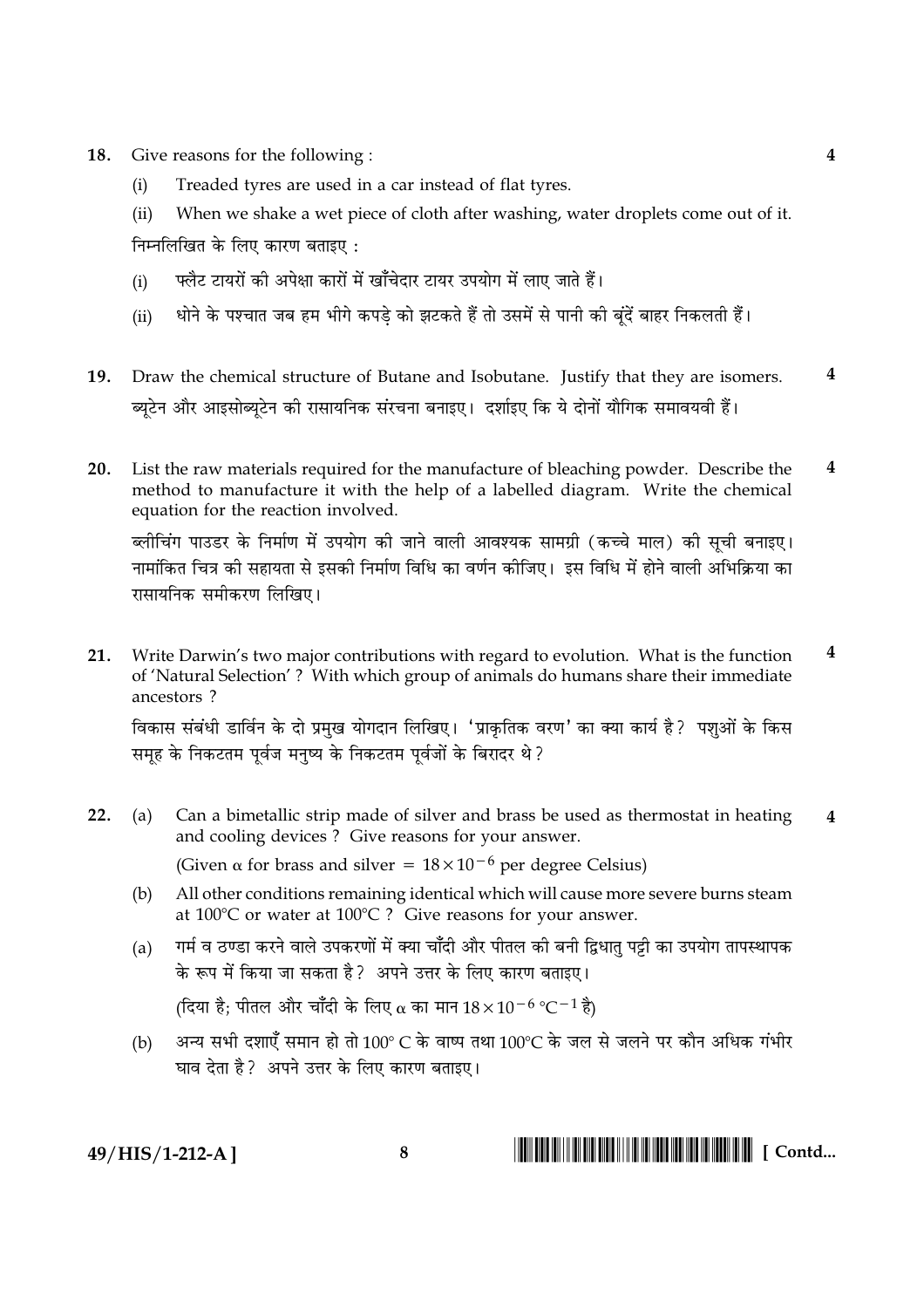18. Give reasons for the following : **4**

 (i) Treaded tyres are used in a car instead of flat tyres.

 (ii) When we shake a wet piece of cloth after washing, water droplets come out of it.

 निम्नलिखित के लिए कारण बताइए :

 (i) फ्लैट टायरों की अपेक्षा कारों में खाँचेदार टायर उपयोग में लाए जाते हैं।

 (ii) धोने के पश्चात जब हम भीगे कपड़े को झटकते हैं तो उसमें से पानी की बूंदें बाहर निकलती हैं।

19. Draw the chemical structure of Butane and Isobutane. Justify that they are isomers. **4**

 ब्यूटेन और आइसोब्यूटेन की रासायनिक संरचना बनाइए। दर्शाइए कि ये दोनों यौगिक समावयवी हैं।

20. List the raw materials required for the manufacture of bleaching powder. Describe the method to manufacture it with the help of a labelled diagram. Write the chemical equation for the reaction involved. **4**

 ब्लीचिंग पाउडर के निर्माण में उपयोग की जाने वाली आवश्यक सामग्री (कच्चे माल) की सूची बनाइए। नामांकित चित्र की सहायता से इसकी निर्माण विधि का वर्णन कीजिए। इस विधि में होने वाली अभिक्रिया का रासायनिक समीकरण लिखिए।

21. Write Darwin's two major contributions with regard to evolution. What is the function of 'Natural Selection' ? With which group of animals do humans share their immediate ancestors ? **4**

 विकास संबंधी डार्विन के दो प्रमुख योगदान लिखिए। 'प्राकृतिक वरण' का क्या कार्य है? पशुओं के किस समूह के निकटतम पूर्वज मनुष्य के निकटतम पूर्वजों के बिरादर थे?

22. (a) Can a bimetallic strip made of silver and brass be used as thermostat in heating and cooling devices ? Give reasons for your answer. **4**

 (Given $\alpha$ for brass and silver = $18 \times 10^{-6}$ per degree Celsius)

 (b) All other conditions remaining identical which will cause more severe burns steam at 100°C or water at 100°C ? Give reasons for your answer.

 (a) गर्म व ठण्डा करने वाले उपकरणों में क्या चाँदी और पीतल की बनी द्विधातु पट्टी का उपयोग तापस्थापक के रूप में किया जा सकता है? अपने उत्तर के लिए कारण बताइए।

 (दिया है; पीतल और चाँदी के लिए $\alpha$ का मान $18 \times 10^{-6}$ °C$^{-1}$ है)

 (b) अन्य सभी दशाएँ समान हो तो 100° C के वाष्प तथा 100°C के जल से जलने पर कौन अधिक गंभीर घाव देता है? अपने उत्तर के लिए कारण बताइए।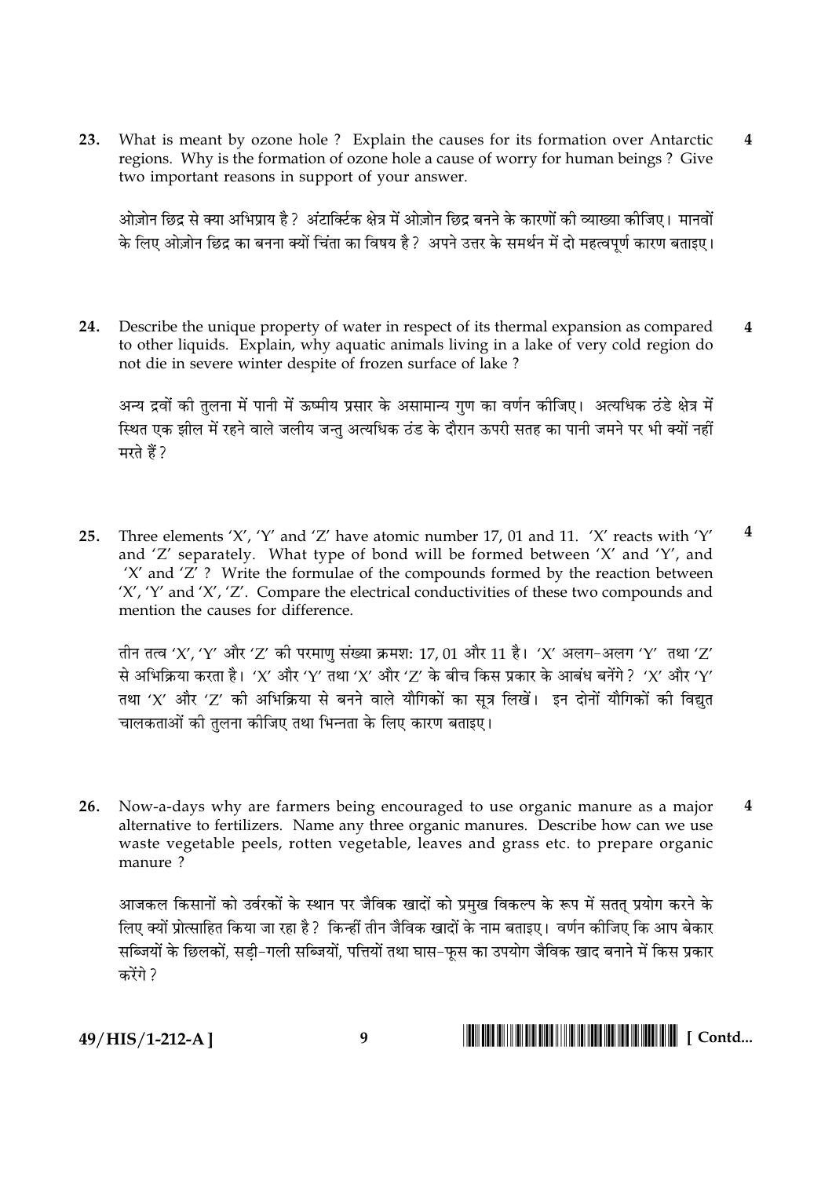23. What is meant by ozone hole ? Explain the causes for its formation over Antarctic regions. Why is the formation of ozone hole a cause of worry for human beings ? Give two important reasons in support of your answer. **4**

ओज़ोन छिद्र से क्या अभिप्राय है? अंटार्क्टिक क्षेत्र में ओज़ोन छिद्र बनने के कारणों की व्याख्या कीजिए। मानवों के लिए ओज़ोन छिद्र का बनना क्यों चिंता का विषय है? अपने उत्तर के समर्थन में दो महत्वपूर्ण कारण बताइए।

24. Describe the unique property of water in respect of its thermal expansion as compared to other liquids. Explain, why aquatic animals living in a lake of very cold region do not die in severe winter despite of frozen surface of lake ? **4**

अन्य द्रवों की तुलना में पानी में ऊष्मीय प्रसार के असामान्य गुण का वर्णन कीजिए। अत्यधिक ठंडे क्षेत्र में स्थित एक झील में रहने वाले जलीय जन्तु अत्यधिक ठंड के दौरान ऊपरी सतह का पानी जमने पर भी क्यों नहीं मरते हैं?

25. Three elements 'X', 'Y' and 'Z' have atomic number 17, 01 and 11. 'X' reacts with 'Y' and 'Z' separately. What type of bond will be formed between 'X' and 'Y', and 'X' and 'Z' ? Write the formulae of the compounds formed by the reaction between 'X', 'Y' and 'X', 'Z'. Compare the electrical conductivities of these two compounds and mention the causes for difference. **4**

तीन तत्व 'X', 'Y' और 'Z' की परमाणु संख्या क्रमशः 17, 01 और 11 है। 'X' अलग-अलग 'Y' तथा 'Z' से अभिक्रिया करता है। 'X' और 'Y' तथा 'X' और 'Z' के बीच किस प्रकार के आबंध बनेंगे? 'X' और 'Y' तथा 'X' और 'Z' की अभिक्रिया से बनने वाले यौगिकों का सूत्र लिखें। इन दोनों यौगिकों की विद्युत चालकताओं की तुलना कीजिए तथा भिन्नता के लिए कारण बताइए।

26. Now-a-days why are farmers being encouraged to use organic manure as a major alternative to fertilizers. Name any three organic manures. Describe how can we use waste vegetable peels, rotten vegetable, leaves and grass etc. to prepare organic manure ? **4**

आजकल किसानों को उर्वरकों के स्थान पर जैविक खादों को प्रमुख विकल्प के रूप में सतत् प्रयोग करने के लिए क्यों प्रोत्साहित किया जा रहा है? किन्हीं तीन जैविक खादों के नाम बताइए। वर्णन कीजिए कि आप बेकार सब्जियों के छिलकों, सड़ी-गली सब्जियों, पत्तियों तथा घास-फूस का उपयोग जैविक खाद बनाने में किस प्रकार करेंगे?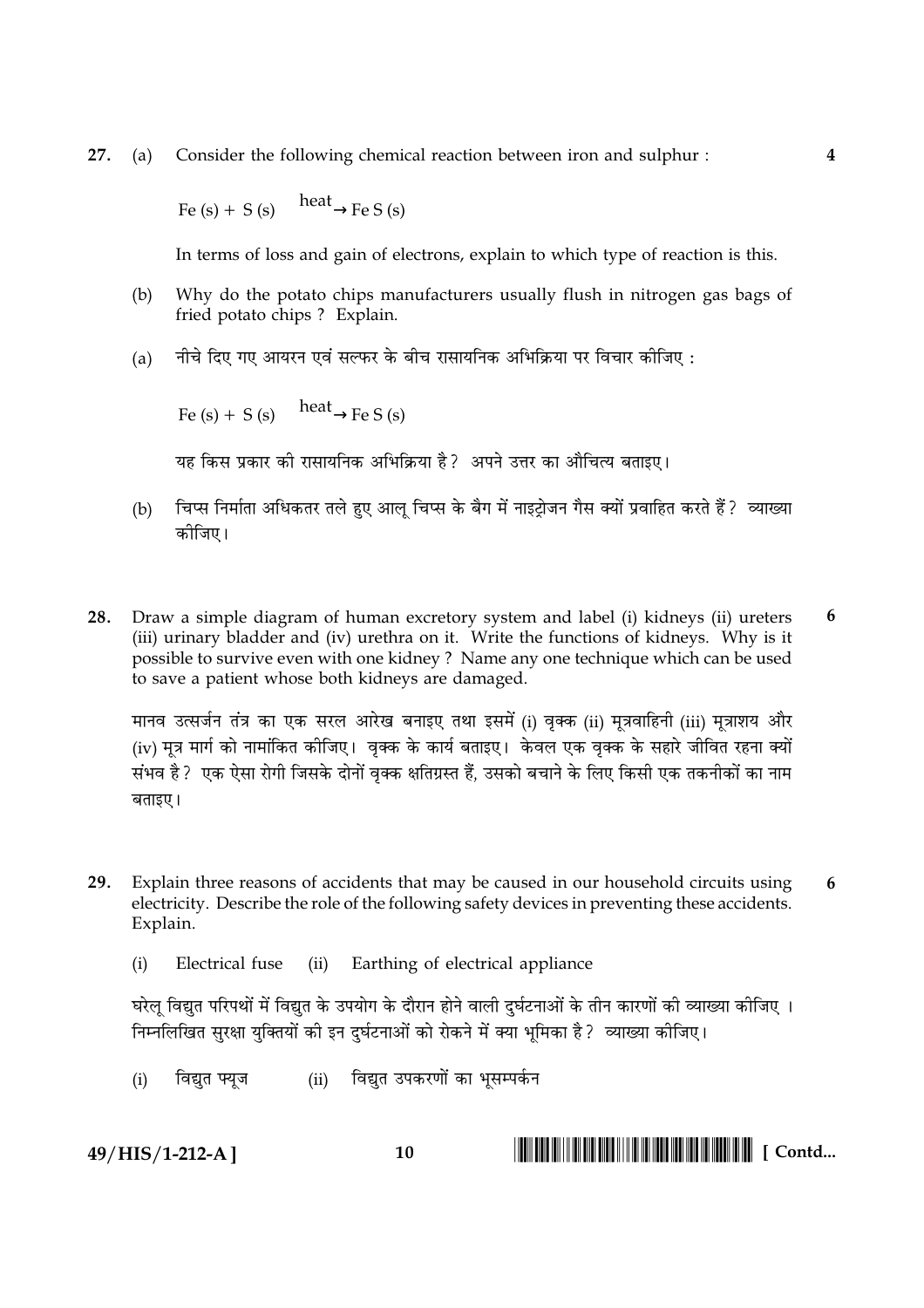**27.** (a) Consider the following chemical reaction between iron and sulphur : **4**

$$Fe\,(s) + S\,(s) \xrightarrow{heat} FeS\,(s)$$

In terms of loss and gain of electrons, explain to which type of reaction is this.

(b) Why do the potato chips manufacturers usually flush in nitrogen gas bags of fried potato chips ? Explain.

(a) नीचे दिए गए आयरन एवं सल्फर के बीच रासायनिक अभिक्रिया पर विचार कीजिए :

$$Fe\,(s) + S\,(s) \xrightarrow{heat} FeS\,(s)$$

यह किस प्रकार की रासायनिक अभिक्रिया है? अपने उत्तर का औचित्य बताइए।

(b) चिप्स निर्माता अधिकतर तले हुए आलू चिप्स के बैग में नाइट्रोजन गैस क्यों प्रवाहित करते हैं? व्याख्या कीजिए।

**28.** Draw a simple diagram of human excretory system and label (i) kidneys (ii) ureters (iii) urinary bladder and (iv) urethra on it. Write the functions of kidneys. Why is it possible to survive even with one kidney ? Name any one technique which can be used to save a patient whose both kidneys are damaged. **6**

मानव उत्सर्जन तंत्र का एक सरल आरेख बनाइए तथा इसमें (i) वृक्क (ii) मूत्रवाहिनी (iii) मूत्राशय और (iv) मूत्र मार्ग को नामांकित कीजिए। वृक्क के कार्य बताइए। केवल एक वृक्क के सहारे जीवित रहना क्यों संभव है? एक ऐसा रोगी जिसके दोनों वृक्क क्षतिग्रस्त हैं, उसको बचाने के लिए किसी एक तकनीकों का नाम बताइए।

**29.** Explain three reasons of accidents that may be caused in our household circuits using electricity. Describe the role of the following safety devices in preventing these accidents. Explain. **6**

(i) Electrical fuse (ii) Earthing of electrical appliance

घरेलू विद्युत परिपथों में विद्युत के उपयोग के दौरान होने वाली दुर्घटनाओं के तीन कारणों की व्याख्या कीजिए । निम्नलिखित सुरक्षा युक्तियों की इन दुर्घटनाओं को रोकने में क्या भूमिका है? व्याख्या कीजिए।

(i) विद्युत फ्यूज (ii) विद्युत उपकरणों का भूसम्पर्कन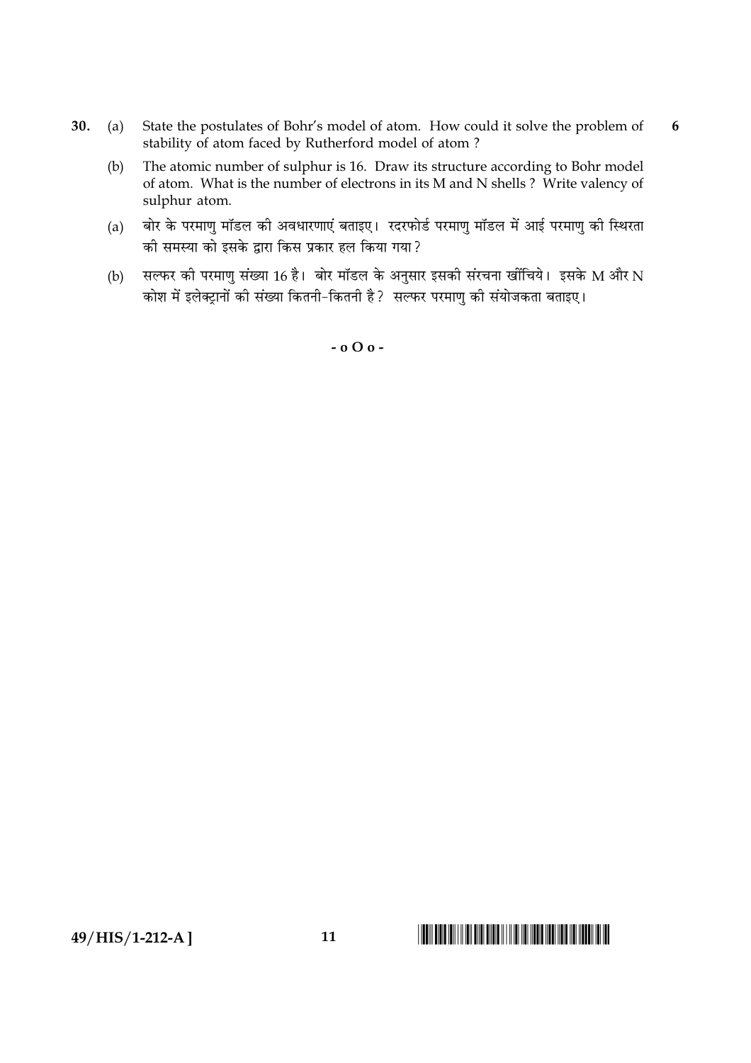30. (a) State the postulates of Bohr's model of atom. How could it solve the problem of stability of atom faced by Rutherford model of atom? **6**

(b) The atomic number of sulphur is 16. Draw its structure according to Bohr model of atom. What is the number of electrons in its M and N shells? Write valency of sulphur atom.

(a) बोर के परमाणु मॉडल की अवधारणाएं बताइए। रदरफोर्ड परमाणु मॉडल में आई परमाणु की स्थिरता की समस्या को इसके द्वारा किस प्रकार हल किया गया?

(b) सल्फर की परमाणु संख्या 16 है। बोर मॉडल के अनुसार इसकी संरचना खींचिये। इसके M और N कोश में इलेक्ट्रानों की संख्या कितनी-कितनी है? सल्फर परमाणु की संयोजकता बताइए।

- o O o -